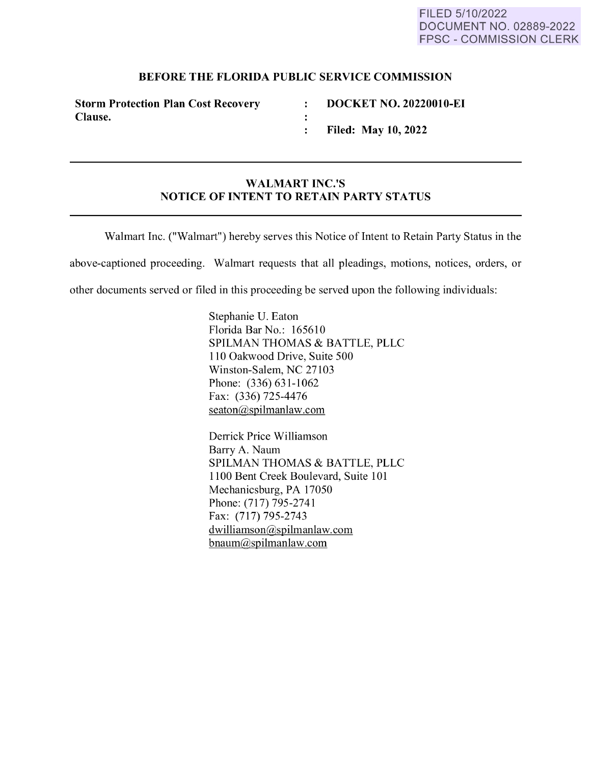FILED 5/10/2022
DOCUMENT NO. 02889-2022
FPSC - COMMISSION CLERK

**BEFORE THE FLORIDA PUBLIC SERVICE COMMISSION**

| | | |
|---|---|---|
| **Storm Protection Plan Cost Recovery Clause.** | : | **DOCKET NO. 20220010-EI** |
| | : | |
| | : | **Filed: May 10, 2022** |

---

## WALMART INC.'S NOTICE OF INTENT TO RETAIN PARTY STATUS

---

Walmart Inc. ("Walmart") hereby serves this Notice of Intent to Retain Party Status in the above-captioned proceeding. Walmart requests that all pleadings, motions, notices, orders, or other documents served or filed in this proceeding be served upon the following individuals:

Stephanie U. Eaton
Florida Bar No.: 165610
SPILMAN THOMAS & BATTLE, PLLC
110 Oakwood Drive, Suite 500
Winston-Salem, NC 27103
Phone: (336) 631-1062
Fax: (336) 725-4476
seaton@spilmanlaw.com

Derrick Price Williamson
Barry A. Naum
SPILMAN THOMAS & BATTLE, PLLC
1100 Bent Creek Boulevard, Suite 101
Mechanicsburg, PA 17050
Phone: (717) 795-2741
Fax: (717) 795-2743
dwilliamson@spilmanlaw.com
bnaum@spilmanlaw.com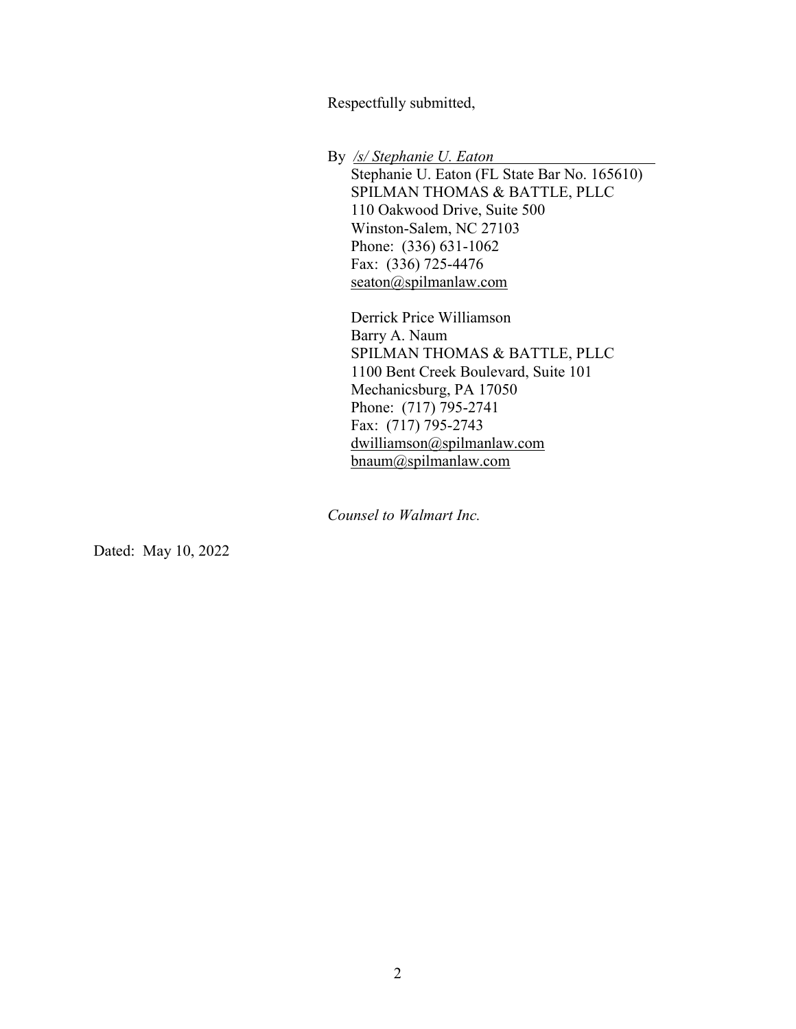Respectfully submitted,

By */s/ Stephanie U. Eaton*  
Stephanie U. Eaton (FL State Bar No. 165610)  
SPILMAN THOMAS & BATTLE, PLLC  
110 Oakwood Drive, Suite 500  
Winston-Salem, NC 27103  
Phone: (336) 631-1062  
Fax: (336) 725-4476  
seaton@spilmanlaw.com

Derrick Price Williamson  
Barry A. Naum  
SPILMAN THOMAS & BATTLE, PLLC  
1100 Bent Creek Boulevard, Suite 101  
Mechanicsburg, PA 17050  
Phone: (717) 795-2741  
Fax: (717) 795-2743  
dwilliamson@spilmanlaw.com  
bnaum@spilmanlaw.com

*Counsel to Walmart Inc.*

Dated: May 10, 2022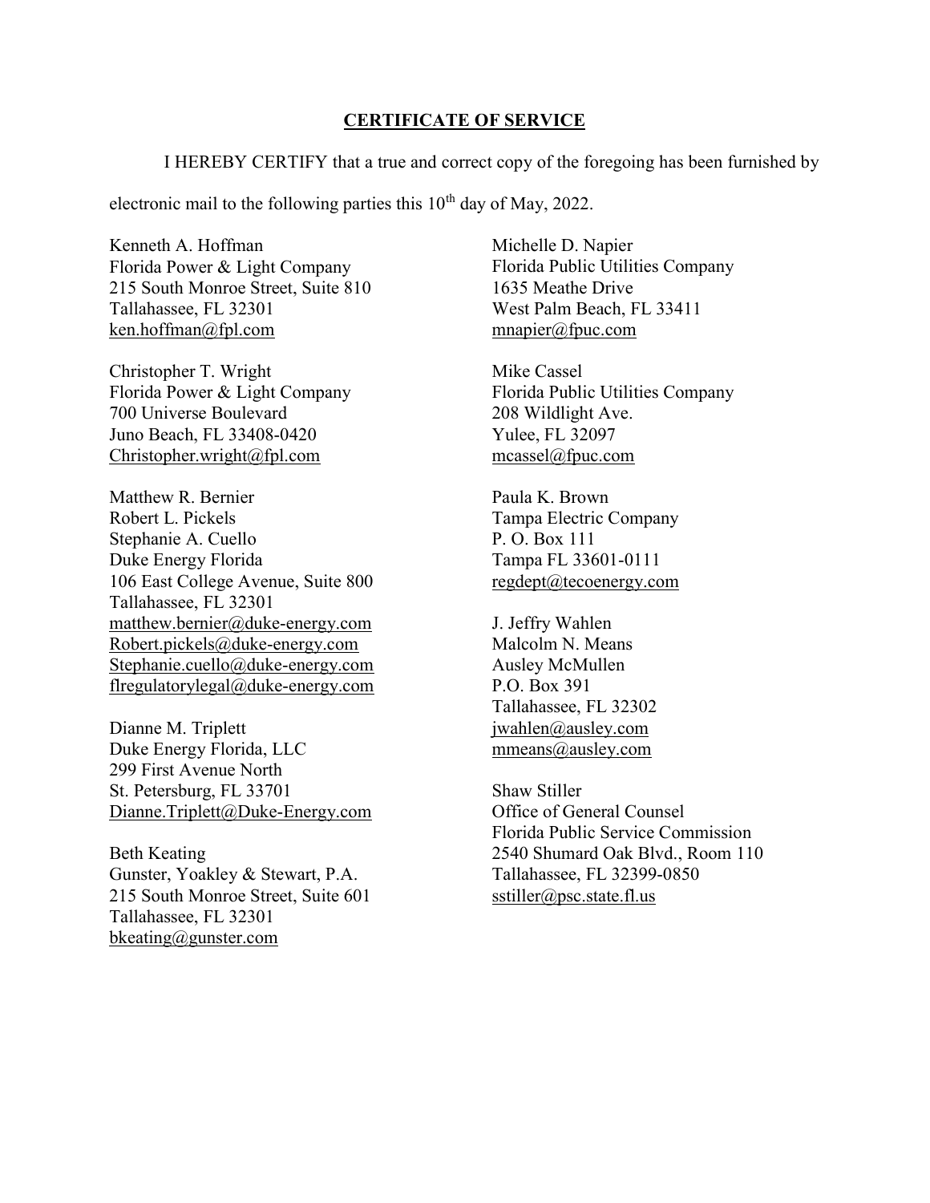## CERTIFICATE OF SERVICE

I HEREBY CERTIFY that a true and correct copy of the foregoing has been furnished by electronic mail to the following parties this 10th day of May, 2022.

Kenneth A. Hoffman
Florida Power & Light Company
215 South Monroe Street, Suite 810
Tallahassee, FL 32301
ken.hoffman@fpl.com

Christopher T. Wright
Florida Power & Light Company
700 Universe Boulevard
Juno Beach, FL 33408-0420
Christopher.wright@fpl.com

Matthew R. Bernier
Robert L. Pickels
Stephanie A. Cuello
Duke Energy Florida
106 East College Avenue, Suite 800
Tallahassee, FL 32301
matthew.bernier@duke-energy.com
Robert.pickels@duke-energy.com
Stephanie.cuello@duke-energy.com
flregulatorylegal@duke-energy.com

Dianne M. Triplett
Duke Energy Florida, LLC
299 First Avenue North
St. Petersburg, FL 33701
Dianne.Triplett@Duke-Energy.com

Beth Keating
Gunster, Yoakley & Stewart, P.A.
215 South Monroe Street, Suite 601
Tallahassee, FL 32301
bkeating@gunster.com

Michelle D. Napier
Florida Public Utilities Company
1635 Meathe Drive
West Palm Beach, FL 33411
mnapier@fpuc.com

Mike Cassel
Florida Public Utilities Company
208 Wildlight Ave.
Yulee, FL 32097
mcassel@fpuc.com

Paula K. Brown
Tampa Electric Company
P. O. Box 111
Tampa FL 33601-0111
regdept@tecoenergy.com

J. Jeffry Wahlen
Malcolm N. Means
Ausley McMullen
P.O. Box 391
Tallahassee, FL 32302
jwahlen@ausley.com
mmeans@ausley.com

Shaw Stiller
Office of General Counsel
Florida Public Service Commission
2540 Shumard Oak Blvd., Room 110
Tallahassee, FL 32399-0850
sstiller@psc.state.fl.us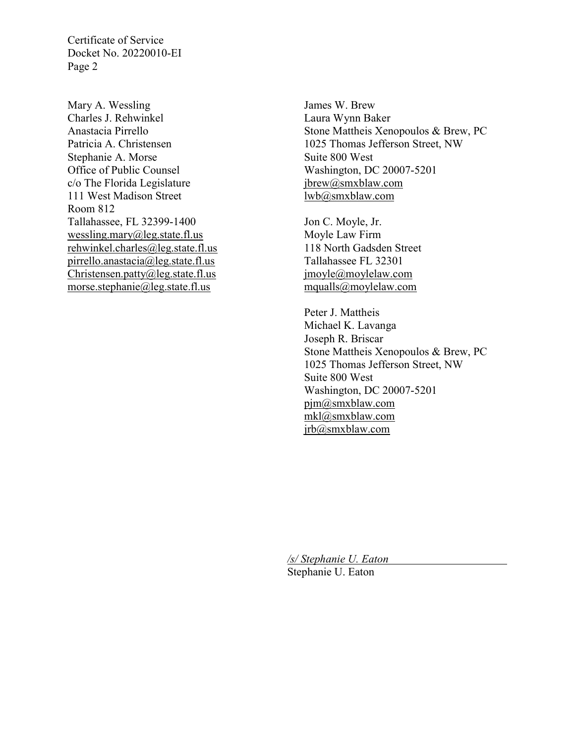Certificate of Service
Docket No. 20220010-EI
Page 2

Mary A. Wessling
Charles J. Rehwinkel
Anastacia Pirrello
Patricia A. Christensen
Stephanie A. Morse
Office of Public Counsel
c/o The Florida Legislature
111 West Madison Street
Room 812
Tallahassee, FL 32399-1400
wessling.mary@leg.state.fl.us
rehwinkel.charles@leg.state.fl.us
pirrello.anastacia@leg.state.fl.us
Christensen.patty@leg.state.fl.us
morse.stephanie@leg.state.fl.us

James W. Brew
Laura Wynn Baker
Stone Mattheis Xenopoulos & Brew, PC
1025 Thomas Jefferson Street, NW
Suite 800 West
Washington, DC 20007-5201
jbrew@smxblaw.com
lwb@smxblaw.com

Jon C. Moyle, Jr.
Moyle Law Firm
118 North Gadsden Street
Tallahassee FL 32301
jmoyle@moylelaw.com
mqualls@moylelaw.com

Peter J. Mattheis
Michael K. Lavanga
Joseph R. Briscar
Stone Mattheis Xenopoulos & Brew, PC
1025 Thomas Jefferson Street, NW
Suite 800 West
Washington, DC 20007-5201
pjm@smxblaw.com
mkl@smxblaw.com
jrb@smxblaw.com

*/s/ Stephanie U. Eaton*
Stephanie U. Eaton